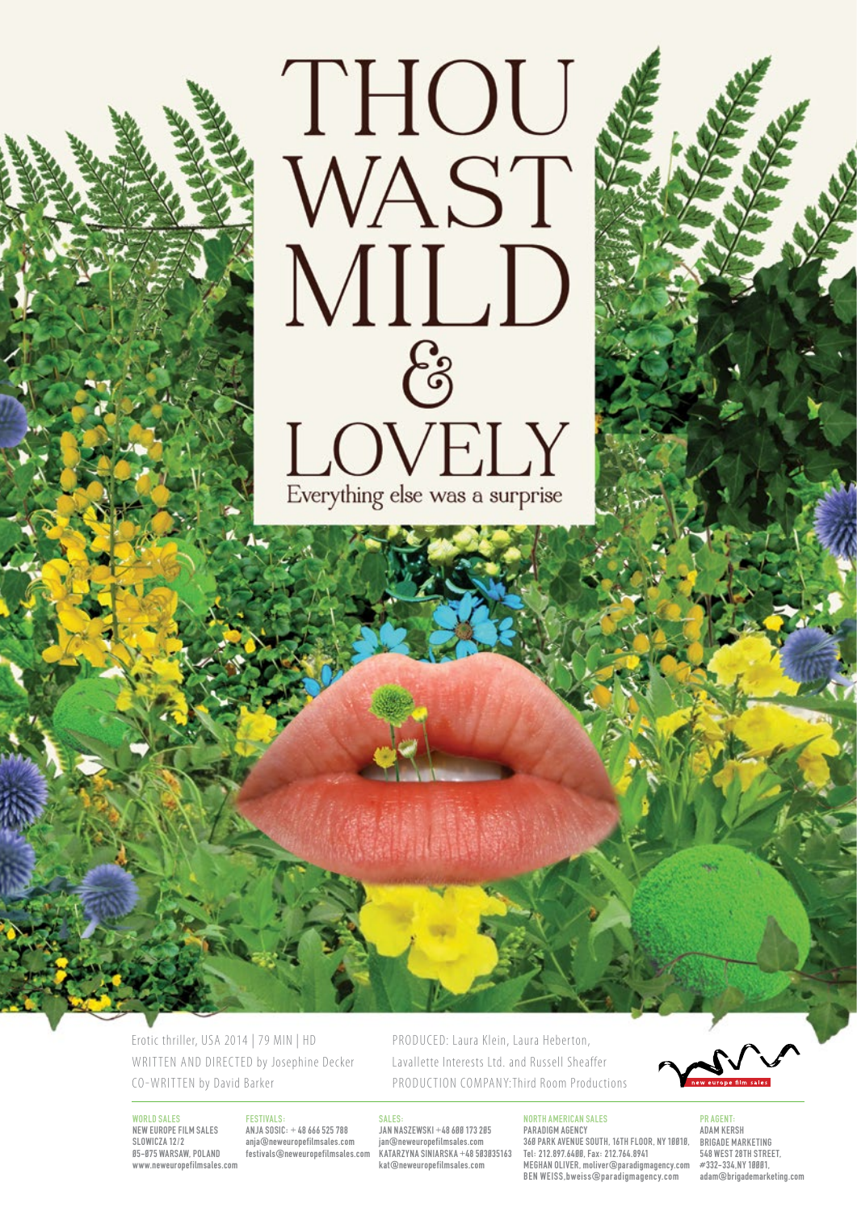# THOU WAST MILD & LOVELY

Everything else was a surprise

Erotic thriller, USA 2014 | 79 MIN | HD
WRITTEN AND DIRECTED by Josephine Decker
CO-WRITTEN by David Barker

PRODUCED: Laura Klein, Laura Heberton, Lavallette Interests Ltd. and Russell Sheaffer
PRODUCTION COMPANY: Third Room Productions

new europe film sales

**WORLD SALES**
NEW EUROPE FILM SALES
SLOWICZA 12/2
05-075 WARSAW, POLAND
www.neweuropefilmsales.com

**FESTIVALS:**
ANJA SOSIC: + 48 666 525 780
anja@neweuropefilmsales.com
festivals@neweuropefilmsales.com

**SALES:**
JAN NASZEWSKI +48 600 173 205
jan@neweuropefilmsales.com
KATARZYNA SINIARSKA +48 503035163
kat@neweuropefilmsales.com

**NORTH AMERICAN SALES**
PARADIGM AGENCY
360 PARK AVENUE SOUTH, 16TH FLOOR, NY 10010,
Tel: 212.897.6400, Fax: 212.764.8941
MEGHAN OLIVER, moliver@paradigmagency.com
BEN WEISS,bweiss@paradigmagency.com

**PR AGENT:**
ADAM KERSH
BRIGADE MARKETING
540 WEST 28TH STREET,
#332-334,NY 10001,
adam@brigademarketing.com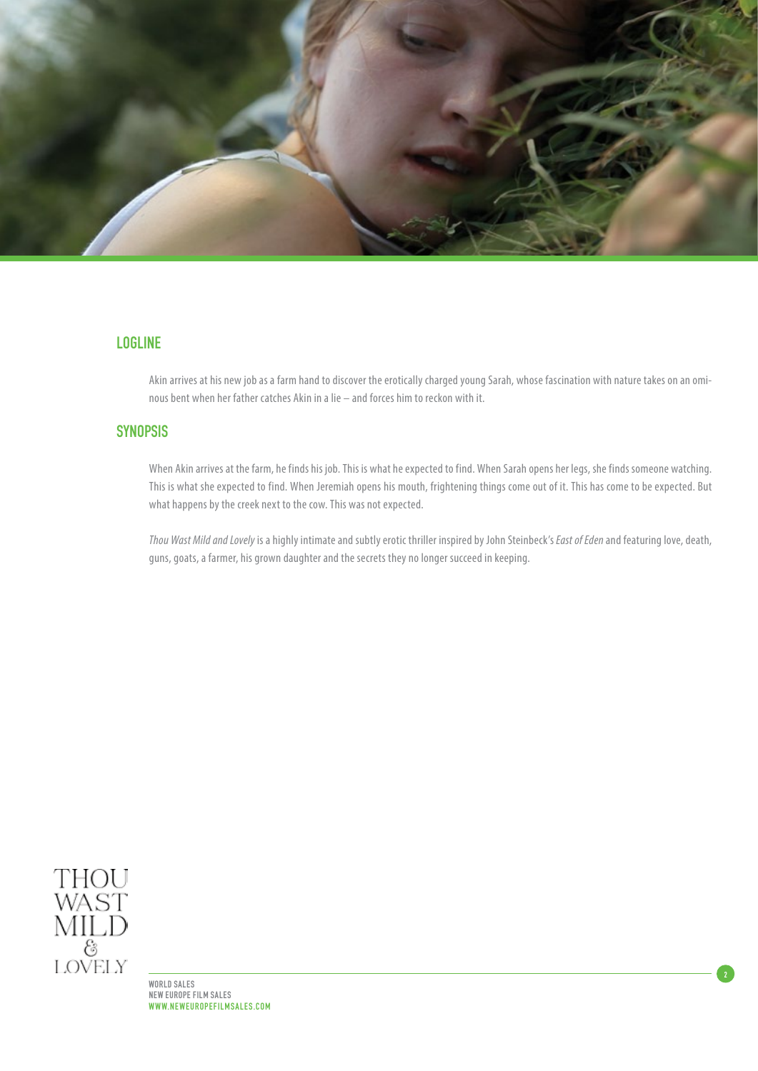## LOGLINE

Akin arrives at his new job as a farm hand to discover the erotically charged young Sarah, whose fascination with nature takes on an ominous bent when her father catches Akin in a lie – and forces him to reckon with it.

## SYNOPSIS

When Akin arrives at the farm, he finds his job. This is what he expected to find. When Sarah opens her legs, she finds someone watching. This is what she expected to find. When Jeremiah opens his mouth, frightening things come out of it. This has come to be expected. But what happens by the creek next to the cow. This was not expected.

*Thou Wast Mild and Lovely* is a highly intimate and subtly erotic thriller inspired by John Steinbeck's *East of Eden* and featuring love, death, guns, goats, a farmer, his grown daughter and the secrets they no longer succeed in keeping.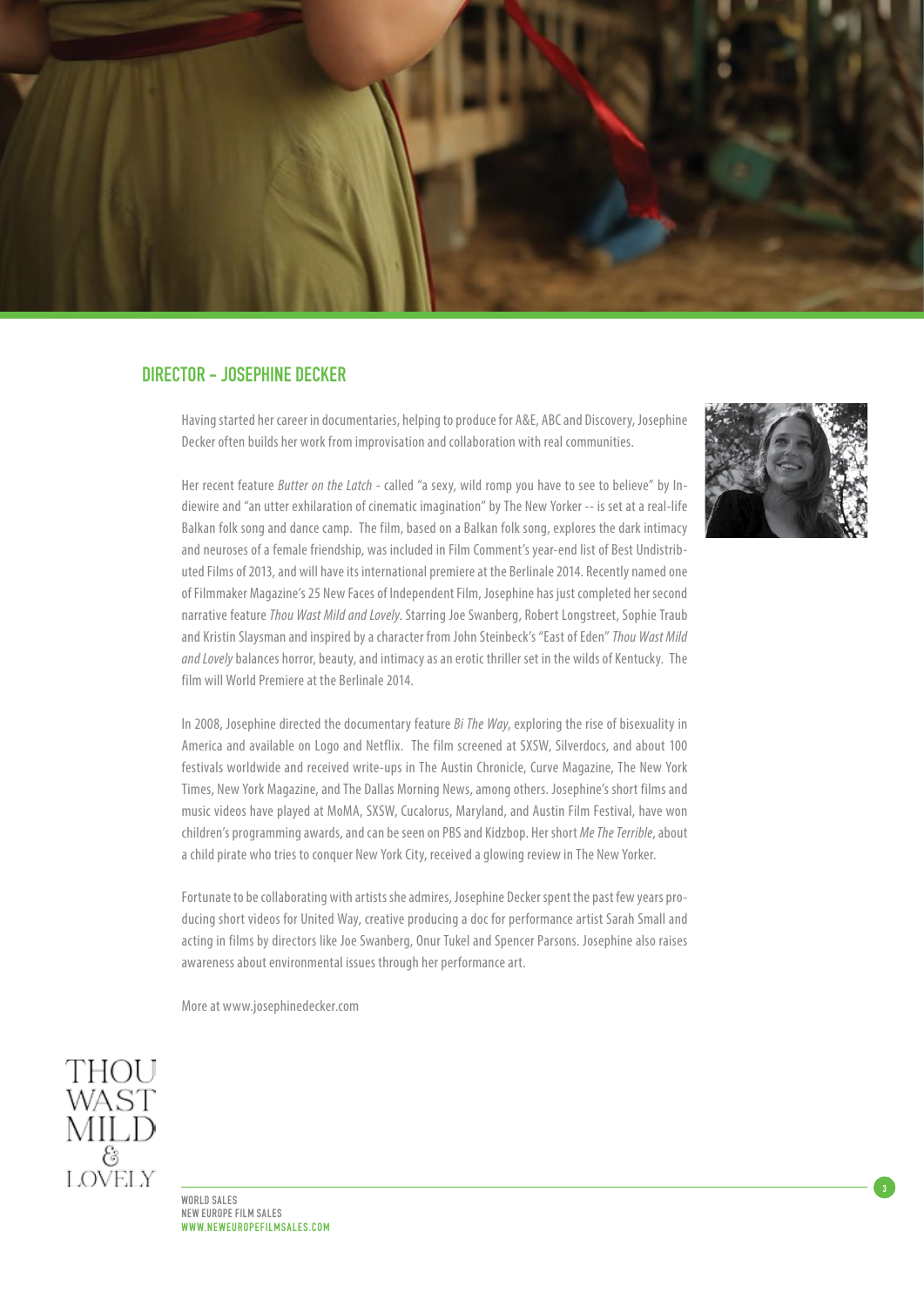## DIRECTOR - JOSEPHINE DECKER

Having started her career in documentaries, helping to produce for A&E, ABC and Discovery, Josephine Decker often builds her work from improvisation and collaboration with real communities.

Her recent feature *Butter on the Latch* - called "a sexy, wild romp you have to see to believe" by Indiewire and "an utter exhilaration of cinematic imagination" by The New Yorker -- is set at a real-life Balkan folk song and dance camp. The film, based on a Balkan folk song, explores the dark intimacy and neuroses of a female friendship, was included in Film Comment's year-end list of Best Undistributed Films of 2013, and will have its international premiere at the Berlinale 2014. Recently named one of Filmmaker Magazine's 25 New Faces of Independent Film, Josephine has just completed her second narrative feature *Thou Wast Mild and Lovely*. Starring Joe Swanberg, Robert Longstreet, Sophie Traub and Kristin Slaysman and inspired by a character from John Steinbeck's "East of Eden" *Thou Wast Mild and Lovely* balances horror, beauty, and intimacy as an erotic thriller set in the wilds of Kentucky. The film will World Premiere at the Berlinale 2014.

In 2008, Josephine directed the documentary feature *Bi The Way*, exploring the rise of bisexuality in America and available on Logo and Netflix. The film screened at SXSW, Silverdocs, and about 100 festivals worldwide and received write-ups in The Austin Chronicle, Curve Magazine, The New York Times, New York Magazine, and The Dallas Morning News, among others. Josephine's short films and music videos have played at MoMA, SXSW, Cucalorus, Maryland, and Austin Film Festival, have won children's programming awards, and can be seen on PBS and Kidzbop. Her short *Me The Terrible*, about a child pirate who tries to conquer New York City, received a glowing review in The New Yorker.

Fortunate to be collaborating with artists she admires, Josephine Decker spent the past few years producing short videos for United Way, creative producing a doc for performance artist Sarah Small and acting in films by directors like Joe Swanberg, Onur Tukel and Spencer Parsons. Josephine also raises awareness about environmental issues through her performance art.

More at www.josephinedecker.com

THOU WAST MILD & LOVELY

WORLD SALES
NEW EUROPE FILM SALES
WWW.NEWEUROPEFILMSALES.COM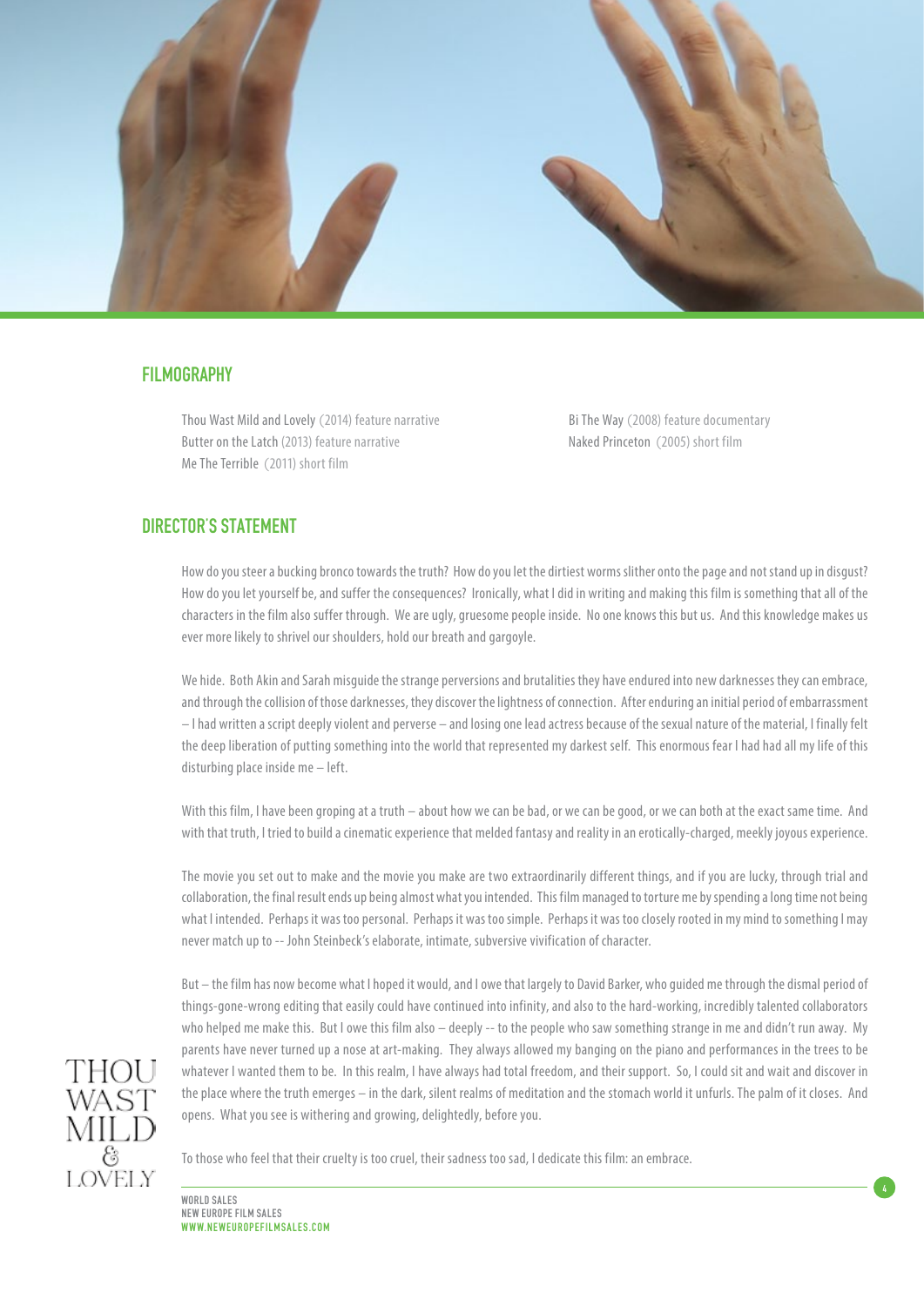## FILMOGRAPHY

Thou Wast Mild and Lovely (2014) feature narrative
Butter on the Latch (2013) feature narrative
Me The Terrible (2011) short film
Bi The Way (2008) feature documentary
Naked Princeton (2005) short film

## DIRECTOR'S STATEMENT

How do you steer a bucking bronco towards the truth? How do you let the dirtiest worms slither onto the page and not stand up in disgust? How do you let yourself be, and suffer the consequences? Ironically, what I did in writing and making this film is something that all of the characters in the film also suffer through. We are ugly, gruesome people inside. No one knows this but us. And this knowledge makes us ever more likely to shrivel our shoulders, hold our breath and gargoyle.

We hide. Both Akin and Sarah misguide the strange perversions and brutalities they have endured into new darknesses they can embrace, and through the collision of those darknesses, they discover the lightness of connection. After enduring an initial period of embarrassment – I had written a script deeply violent and perverse – and losing one lead actress because of the sexual nature of the material, I finally felt the deep liberation of putting something into the world that represented my darkest self. This enormous fear I had had all my life of this disturbing place inside me – left.

With this film, I have been groping at a truth – about how we can be bad, or we can be good, or we can both at the exact same time. And with that truth, I tried to build a cinematic experience that melded fantasy and reality in an erotically-charged, meekly joyous experience.

The movie you set out to make and the movie you make are two extraordinarily different things, and if you are lucky, through trial and collaboration, the final result ends up being almost what you intended. This film managed to torture me by spending a long time not being what I intended. Perhaps it was too personal. Perhaps it was too simple. Perhaps it was too closely rooted in my mind to something I may never match up to -- John Steinbeck's elaborate, intimate, subversive vivification of character.

But – the film has now become what I hoped it would, and I owe that largely to David Barker, who guided me through the dismal period of things-gone-wrong editing that easily could have continued into infinity, and also to the hard-working, incredibly talented collaborators who helped me make this. But I owe this film also – deeply -- to the people who saw something strange in me and didn't run away. My parents have never turned up a nose at art-making. They always allowed my banging on the piano and performances in the trees to be whatever I wanted them to be. In this realm, I have always had total freedom, and their support. So, I could sit and wait and discover in the place where the truth emerges – in the dark, silent realms of meditation and the stomach world it unfurls. The palm of it closes. And opens. What you see is withering and growing, delightedly, before you.

To those who feel that their cruelty is too cruel, their sadness too sad, I dedicate this film: an embrace.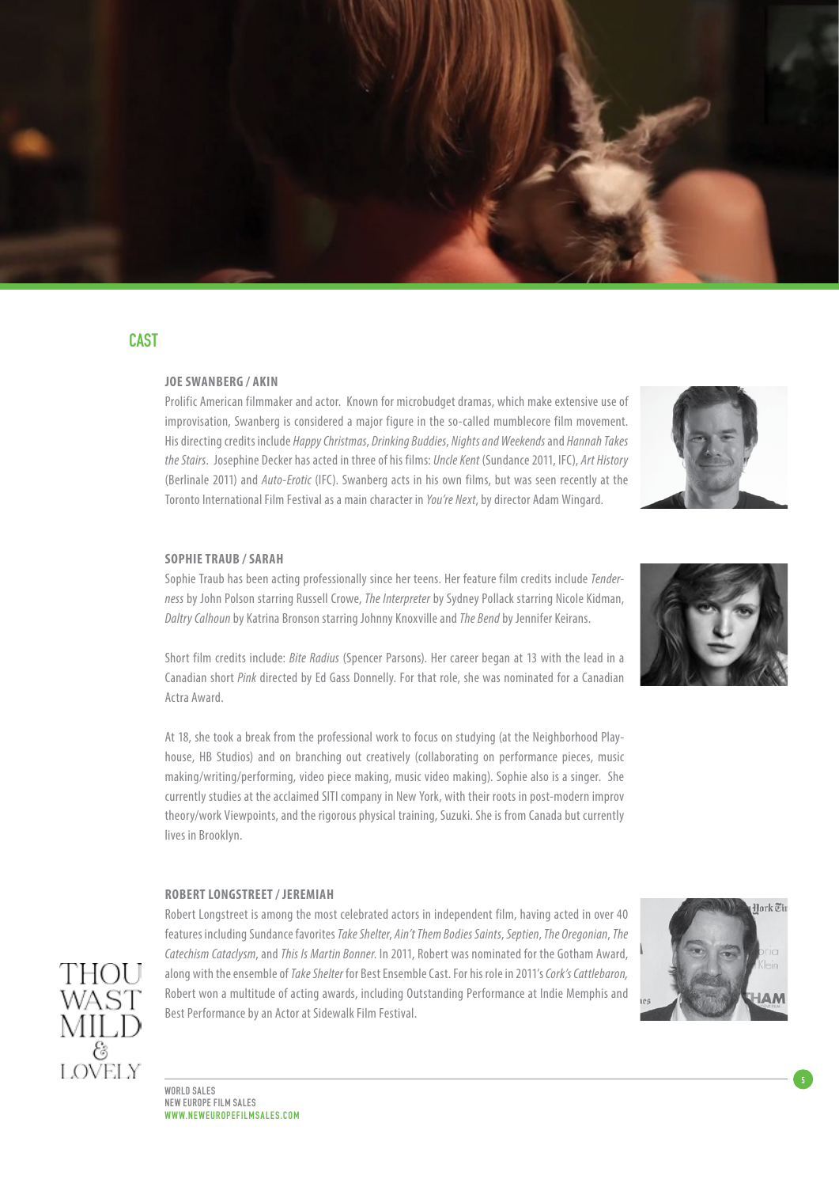## CAST

### JOE SWANBERG / AKIN

Prolific American filmmaker and actor. Known for microbudget dramas, which make extensive use of improvisation, Swanberg is considered a major figure in the so-called mumblecore film movement. His directing credits include *Happy Christmas*, *Drinking Buddies*, *Nights and Weekends* and *Hannah Takes the Stairs*. Josephine Decker has acted in three of his films: *Uncle Kent* (Sundance 2011, IFC), *Art History* (Berlinale 2011) and *Auto-Erotic* (IFC). Swanberg acts in his own films, but was seen recently at the Toronto International Film Festival as a main character in *You're Next*, by director Adam Wingard.

### SOPHIE TRAUB / SARAH

Sophie Traub has been acting professionally since her teens. Her feature film credits include *Tenderness* by John Polson starring Russell Crowe, *The Interpreter* by Sydney Pollack starring Nicole Kidman, *Daltry Calhoun* by Katrina Bronson starring Johnny Knoxville and *The Bend* by Jennifer Keirans.

Short film credits include: *Bite Radius* (Spencer Parsons). Her career began at 13 with the lead in a Canadian short *Pink* directed by Ed Gass Donnelly. For that role, she was nominated for a Canadian Actra Award.

At 18, she took a break from the professional work to focus on studying (at the Neighborhood Playhouse, HB Studios) and on branching out creatively (collaborating on performance pieces, music making/writing/performing, video piece making, music video making). Sophie also is a singer. She currently studies at the acclaimed SITI company in New York, with their roots in post-modern improv theory/work Viewpoints, and the rigorous physical training, Suzuki. She is from Canada but currently lives in Brooklyn.

### ROBERT LONGSTREET / JEREMIAH

Robert Longstreet is among the most celebrated actors in independent film, having acted in over 40 features including Sundance favorites *Take Shelter*, *Ain't Them Bodies Saints*, *Septien*, *The Oregonian*, *The Catechism Cataclysm*, and *This Is Martin Bonner*. In 2011, Robert was nominated for the Gotham Award, along with the ensemble of *Take Shelter* for Best Ensemble Cast. For his role in 2011's *Cork's Cattlebaron,* Robert won a multitude of acting awards, including Outstanding Performance at Indie Memphis and Best Performance by an Actor at Sidewalk Film Festival.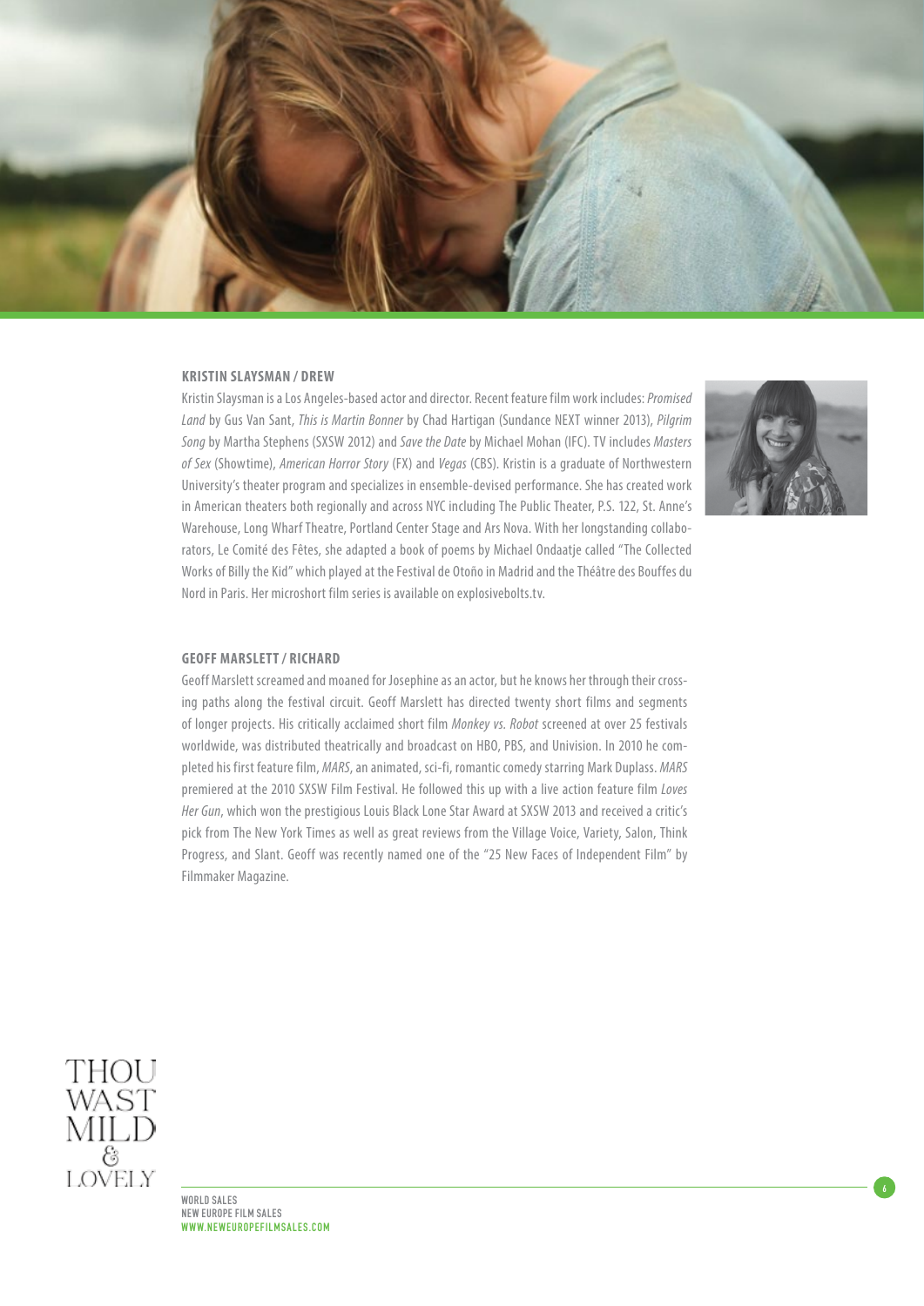## KRISTIN SLAYSMAN / DREW

Kristin Slaysman is a Los Angeles-based actor and director. Recent feature film work includes: *Promised Land* by Gus Van Sant, *This is Martin Bonner* by Chad Hartigan (Sundance NEXT winner 2013), *Pilgrim Song* by Martha Stephens (SXSW 2012) and *Save the Date* by Michael Mohan (IFC). TV includes *Masters of Sex* (Showtime), *American Horror Story* (FX) and *Vegas* (CBS). Kristin is a graduate of Northwestern University's theater program and specializes in ensemble-devised performance. She has created work in American theaters both regionally and across NYC including The Public Theater, P.S. 122, St. Anne's Warehouse, Long Wharf Theatre, Portland Center Stage and Ars Nova. With her longstanding collaborators, Le Comité des Fêtes, she adapted a book of poems by Michael Ondaatje called "The Collected Works of Billy the Kid" which played at the Festival de Otoño in Madrid and the Théâtre des Bouffes du Nord in Paris. Her microshort film series is available on explosivebolts.tv.

## GEOFF MARSLETT / RICHARD

Geoff Marslett screamed and moaned for Josephine as an actor, but he knows her through their crossing paths along the festival circuit. Geoff Marslett has directed twenty short films and segments of longer projects. His critically acclaimed short film *Monkey vs. Robot* screened at over 25 festivals worldwide, was distributed theatrically and broadcast on HBO, PBS, and Univision. In 2010 he completed his first feature film, *MARS*, an animated, sci-fi, romantic comedy starring Mark Duplass. *MARS* premiered at the 2010 SXSW Film Festival. He followed this up with a live action feature film *Loves Her Gun*, which won the prestigious Louis Black Lone Star Award at SXSW 2013 and received a critic's pick from The New York Times as well as great reviews from the Village Voice, Variety, Salon, Think Progress, and Slant. Geoff was recently named one of the "25 New Faces of Independent Film" by Filmmaker Magazine.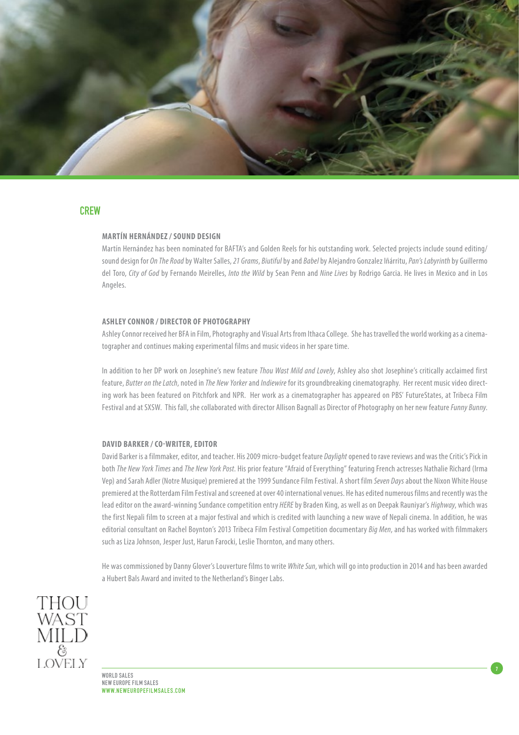## CREW

### MARTÍN HERNÁNDEZ / SOUND DESIGN

Martín Hernández has been nominated for BAFTA's and Golden Reels for his outstanding work. Selected projects include sound editing/sound design for *On The Road* by Walter Salles, *21 Grams*, *Biutiful* by and *Babel* by Alejandro Gonzalez Iñárritu, *Pan's Labyrinth* by Guillermo del Toro, *City of God* by Fernando Meirelles, *Into the Wild* by Sean Penn and *Nine Lives* by Rodrigo Garcia. He lives in Mexico and in Los Angeles.

### ASHLEY CONNOR / DIRECTOR OF PHOTOGRAPHY

Ashley Connor received her BFA in Film, Photography and Visual Arts from Ithaca College. She has travelled the world working as a cinematographer and continues making experimental films and music videos in her spare time.

In addition to her DP work on Josephine's new feature *Thou Wast Mild and Lovely*, Ashley also shot Josephine's critically acclaimed first feature, *Butter on the Latch*, noted in *The New Yorker* and *Indiewire* for its groundbreaking cinematography. Her recent music video directing work has been featured on Pitchfork and NPR. Her work as a cinematographer has appeared on PBS' FutureStates, at Tribeca Film Festival and at SXSW. This fall, she collaborated with director Allison Bagnall as Director of Photography on her new feature *Funny Bunny*.

### DAVID BARKER / CO-WRITER, EDITOR

David Barker is a filmmaker, editor, and teacher. His 2009 micro-budget feature *Daylight* opened to rave reviews and was the Critic's Pick in both *The New York Times* and *The New York Post*. His prior feature "Afraid of Everything" featuring French actresses Nathalie Richard (Irma Vep) and Sarah Adler (Notre Musique) premiered at the 1999 Sundance Film Festival. A short film *Seven Days* about the Nixon White House premiered at the Rotterdam Film Festival and screened at over 40 international venues. He has edited numerous films and recently was the lead editor on the award-winning Sundance competition entry *HERE* by Braden King, as well as on Deepak Rauniyar's *Highway*, which was the first Nepali film to screen at a major festival and which is credited with launching a new wave of Nepali cinema. In addition, he was editorial consultant on Rachel Boynton's 2013 Tribeca Film Festival Competition documentary *Big Men*, and has worked with filmmakers such as Liza Johnson, Jesper Just, Harun Farocki, Leslie Thornton, and many others.

He was commissioned by Danny Glover's Louverture films to write *White Sun*, which will go into production in 2014 and has been awarded a Hubert Bals Award and invited to the Netherland's Binger Labs.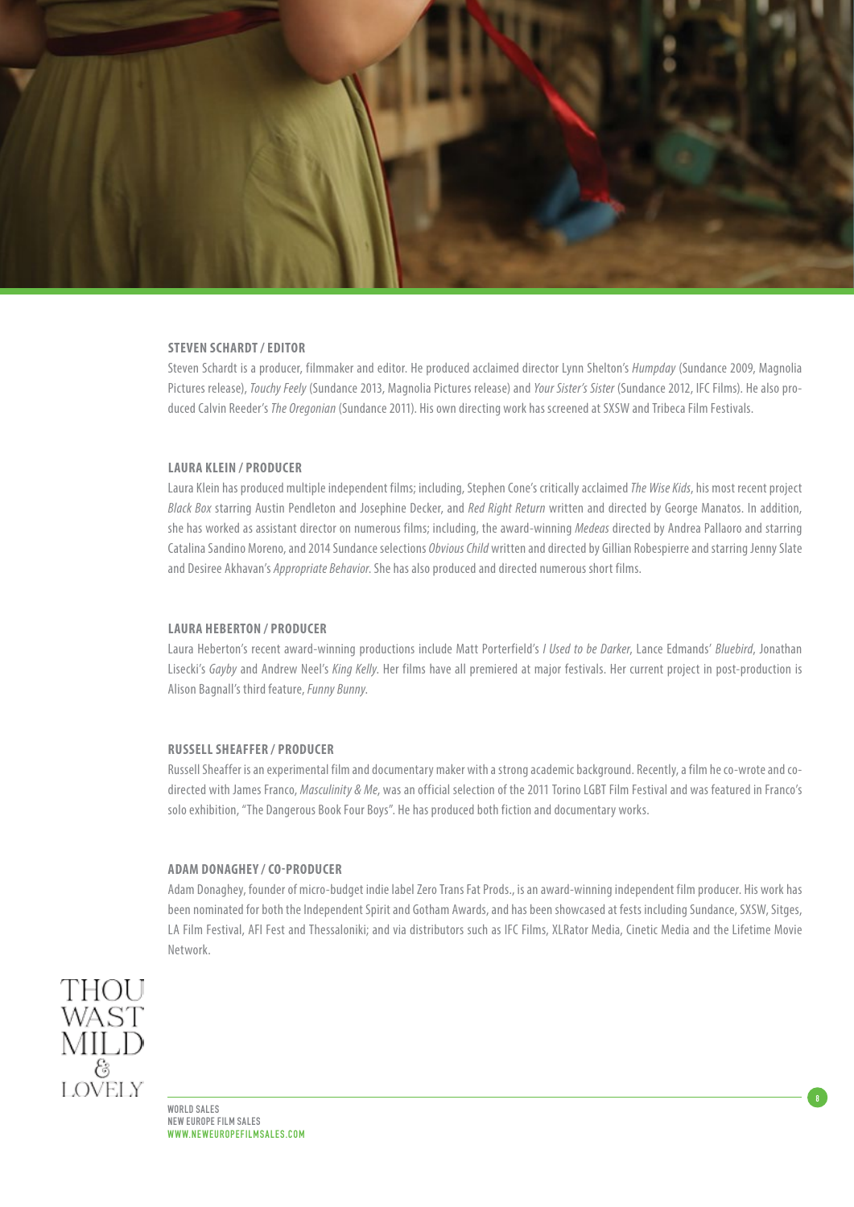### STEVEN SCHARDT / EDITOR

Steven Schardt is a producer, filmmaker and editor. He produced acclaimed director Lynn Shelton's *Humpday* (Sundance 2009, Magnolia Pictures release), *Touchy Feely* (Sundance 2013, Magnolia Pictures release) and *Your Sister's Sister* (Sundance 2012, IFC Films). He also produced Calvin Reeder's *The Oregonian* (Sundance 2011). His own directing work has screened at SXSW and Tribeca Film Festivals.

### LAURA KLEIN / PRODUCER

Laura Klein has produced multiple independent films; including, Stephen Cone's critically acclaimed *The Wise Kids*, his most recent project *Black Box* starring Austin Pendleton and Josephine Decker, and *Red Right Return* written and directed by George Manatos. In addition, she has worked as assistant director on numerous films; including, the award-winning *Medeas* directed by Andrea Pallaoro and starring Catalina Sandino Moreno, and 2014 Sundance selections *Obvious Child* written and directed by Gillian Robespierre and starring Jenny Slate and Desiree Akhavan's *Appropriate Behavior*. She has also produced and directed numerous short films.

### LAURA HEBERTON / PRODUCER

Laura Heberton's recent award-winning productions include Matt Porterfield's *I Used to be Darker*, Lance Edmands' *Bluebird*, Jonathan Lisecki's *Gayby* and Andrew Neel's *King Kelly*. Her films have all premiered at major festivals. Her current project in post-production is Alison Bagnall's third feature, *Funny Bunny*.

### RUSSELL SHEAFFER / PRODUCER

Russell Sheaffer is an experimental film and documentary maker with a strong academic background. Recently, a film he co-wrote and co-directed with James Franco, *Masculinity & Me*, was an official selection of the 2011 Torino LGBT Film Festival and was featured in Franco's solo exhibition, "The Dangerous Book Four Boys". He has produced both fiction and documentary works.

### ADAM DONAGHEY / CO-PRODUCER

Adam Donaghey, founder of micro-budget indie label Zero Trans Fat Prods., is an award-winning independent film producer. His work has been nominated for both the Independent Spirit and Gotham Awards, and has been showcased at fests including Sundance, SXSW, Sitges, LA Film Festival, AFI Fest and Thessaloniki; and via distributors such as IFC Films, XLRator Media, Cinetic Media and the Lifetime Movie Network.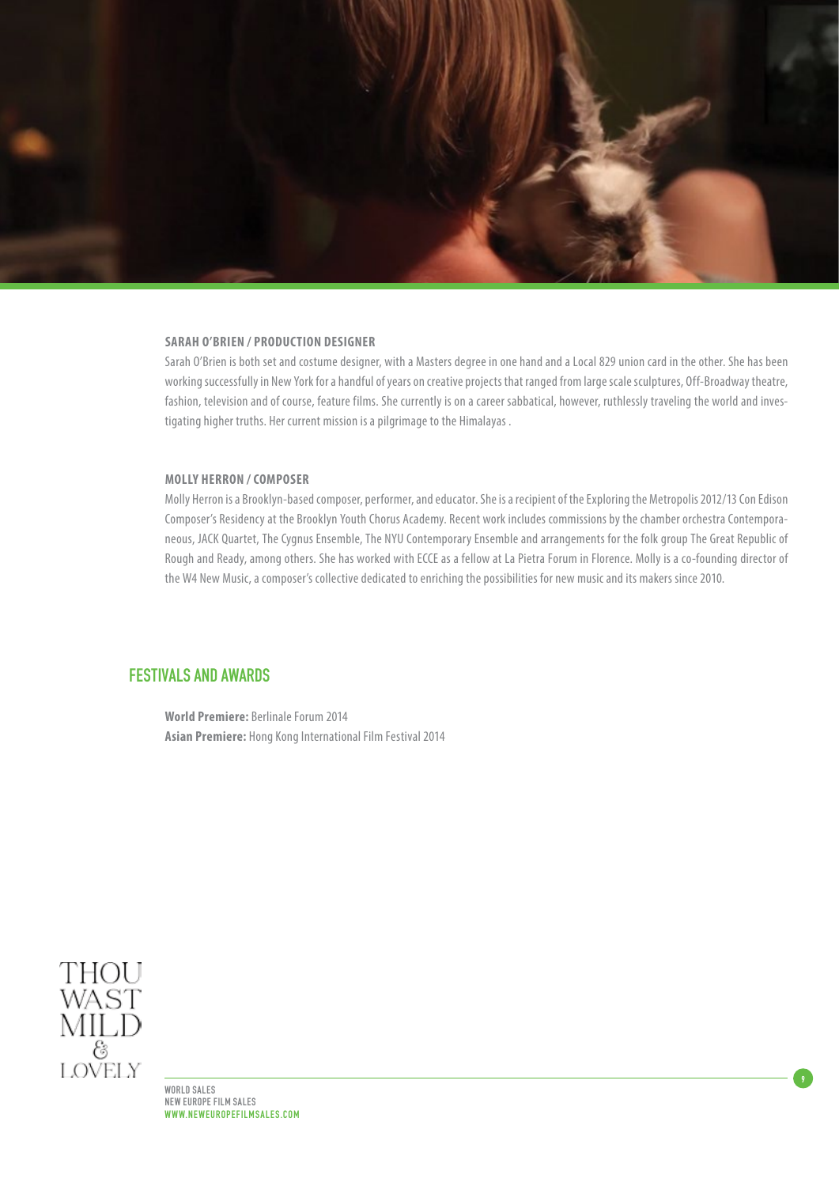**SARAH O'BRIEN / PRODUCTION DESIGNER**

Sarah O'Brien is both set and costume designer, with a Masters degree in one hand and a Local 829 union card in the other. She has been working successfully in New York for a handful of years on creative projects that ranged from large scale sculptures, Off-Broadway theatre, fashion, television and of course, feature films. She currently is on a career sabbatical, however, ruthlessly traveling the world and investigating higher truths. Her current mission is a pilgrimage to the Himalayas .

**MOLLY HERRON / COMPOSER**

Molly Herron is a Brooklyn-based composer, performer, and educator. She is a recipient of the Exploring the Metropolis 2012/13 Con Edison Composer's Residency at the Brooklyn Youth Chorus Academy. Recent work includes commissions by the chamber orchestra Contemporaneous, JACK Quartet, The Cygnus Ensemble, The NYU Contemporary Ensemble and arrangements for the folk group The Great Republic of Rough and Ready, among others. She has worked with ECCE as a fellow at La Pietra Forum in Florence. Molly is a co-founding director of the W4 New Music, a composer's collective dedicated to enriching the possibilities for new music and its makers since 2010.

## FESTIVALS AND AWARDS

**World Premiere:** Berlinale Forum 2014
**Asian Premiere:** Hong Kong International Film Festival 2014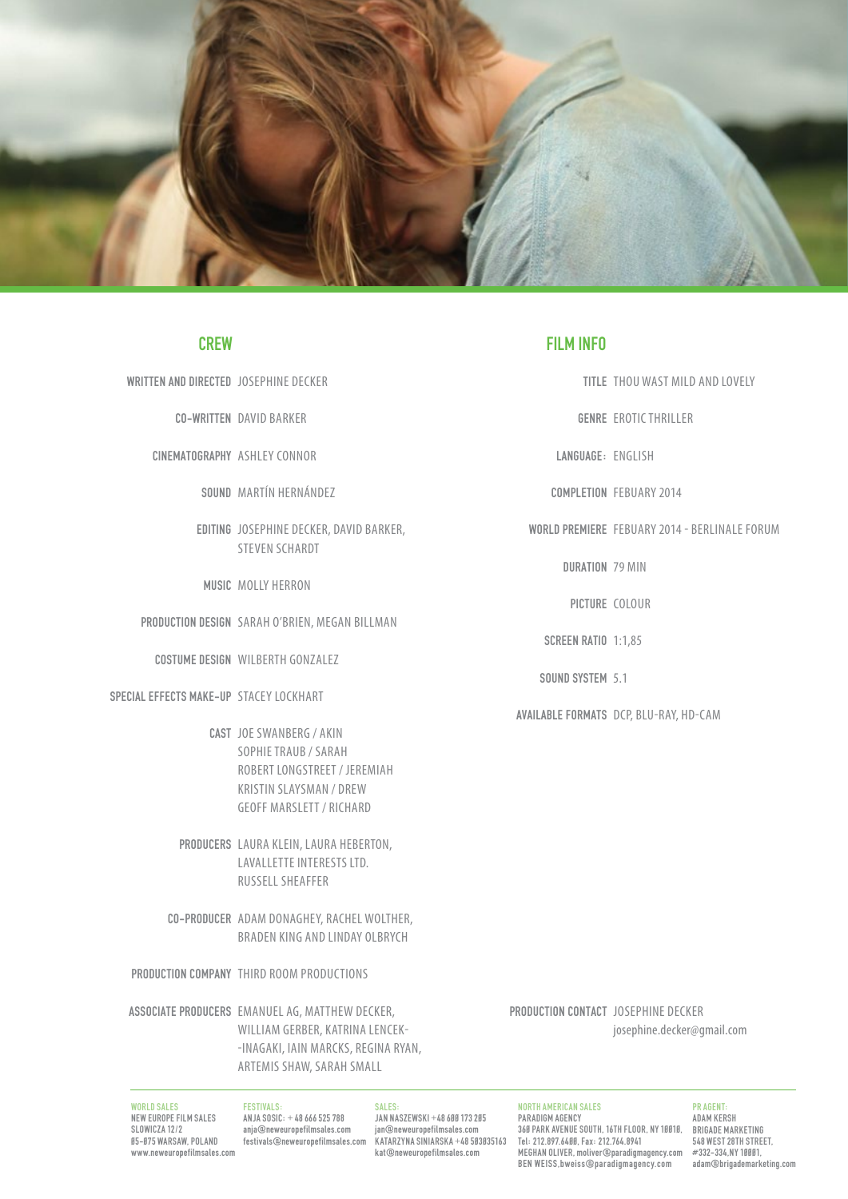## CREW

**WRITTEN AND DIRECTED** JOSEPHINE DECKER

**CO-WRITTEN** DAVID BARKER

**CINEMATOGRAPHY** ASHLEY CONNOR

**SOUND** MARTÍN HERNÁNDEZ

**EDITING** JOSEPHINE DECKER, DAVID BARKER, STEVEN SCHARDT

**MUSIC** MOLLY HERRON

**PRODUCTION DESIGN** SARAH O'BRIEN, MEGAN BILLMAN

**COSTUME DESIGN** WILBERTH GONZALEZ

**SPECIAL EFFECTS MAKE-UP** STACEY LOCKHART

**CAST** JOE SWANBERG / AKIN
SOPHIE TRAUB / SARAH
ROBERT LONGSTREET / JEREMIAH
KRISTIN SLAYSMAN / DREW
GEOFF MARSLETT / RICHARD

**PRODUCERS** LAURA KLEIN, LAURA HEBERTON, LAVALLETTE INTERESTS LTD. RUSSELL SHEAFFER

**CO-PRODUCER** ADAM DONAGHEY, RACHEL WOLTHER, BRADEN KING AND LINDAY OLBRYCH

**PRODUCTION COMPANY** THIRD ROOM PRODUCTIONS

**ASSOCIATE PRODUCERS** EMANUEL AG, MATTHEW DECKER, WILLIAM GERBER, KATRINA LENCEK--INAGAKI, IAIN MARCKS, REGINA RYAN, ARTEMIS SHAW, SARAH SMALL

## FILM INFO

**TITLE** THOU WAST MILD AND LOVELY

**GENRE** EROTIC THRILLER

**LANGUAGE:** ENGLISH

**COMPLETION** FEBUARY 2014

**WORLD PREMIERE** FEBUARY 2014 - BERLINALE FORUM

**DURATION** 79 MIN

**PICTURE** COLOUR

**SCREEN RATIO** 1:1,85

**SOUND SYSTEM** 5.1

**AVAILABLE FORMATS** DCP, BLU-RAY, HD-CAM

**PRODUCTION CONTACT** JOSEPHINE DECKER
josephine.decker@gmail.com

---

**WORLD SALES**
NEW EUROPE FILM SALES
SLOWICZA 12/2
05-075 WARSAW, POLAND
www.neweuropefilmsales.com

**FESTIVALS:**
ANJA SOSIC: +48 666 525 788
anja@neweuropefilmsales.com
festivals@neweuropefilmsales.com

**SALES:**
JAN NASZEWSKI +48 600 173 205
jan@neweuropefilmsales.com
KATARZYNA SINIARSKA +48 503035163
kat@neweuropefilmsales.com

**NORTH AMERICAN SALES**
PARADIGM AGENCY
360 PARK AVENUE SOUTH, 16TH FLOOR, NY 10010,
Tel: 212.897.6400, Fax: 212.764.8941
MEGHAN OLIVER, moliver@paradigmagency.com
BEN WEISS,bweiss@paradigmagency.com

**PR AGENT:**
ADAM KERSH
BRIGADE MARKETING
540 WEST 28TH STREET,
#332-334,NY 10001,
adam@brigademarketing.com